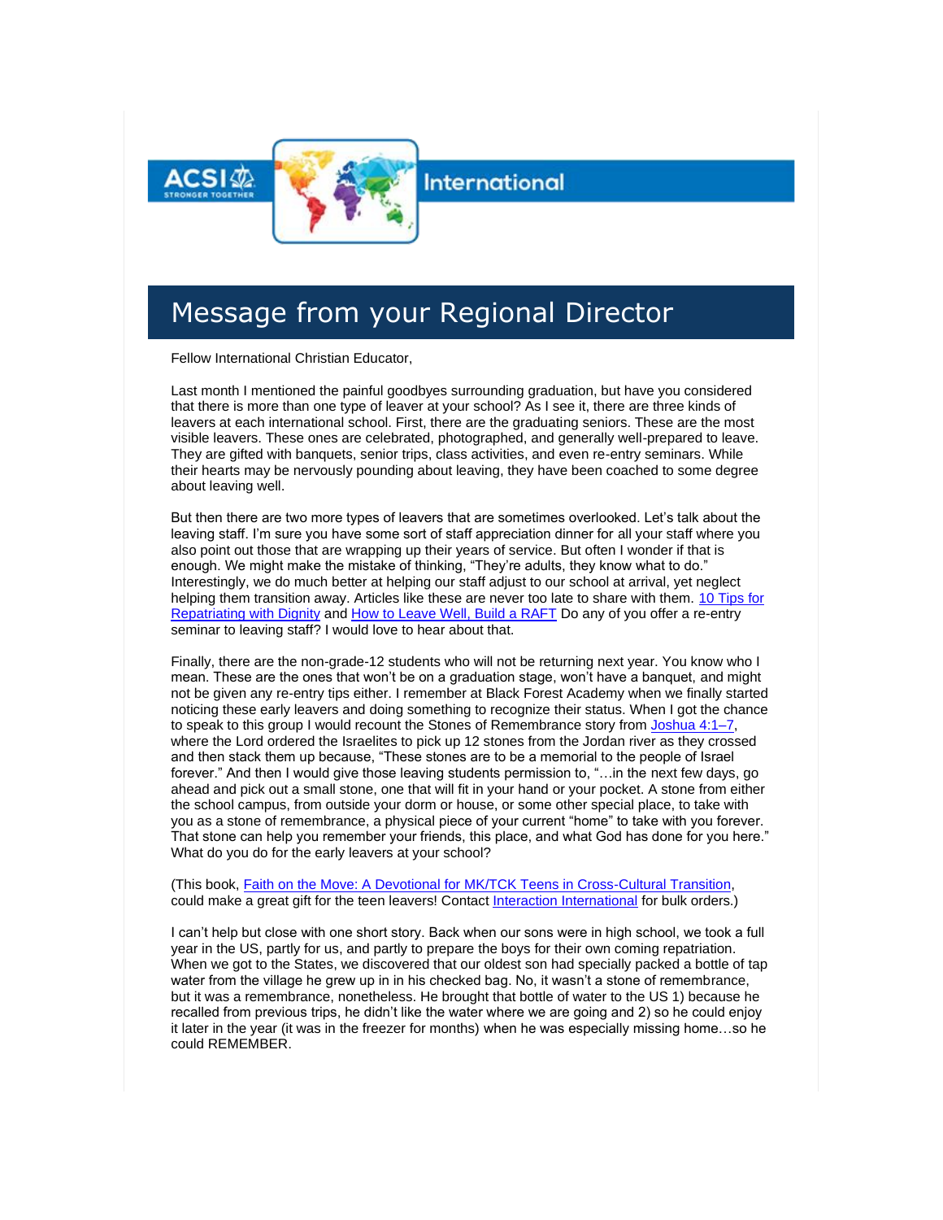ACSI STRONGER TOGETHER International

# Message from your Regional Director

Fellow International Christian Educator,

Last month I mentioned the painful goodbyes surrounding graduation, but have you considered that there is more than one type of leaver at your school? As I see it, there are three kinds of leavers at each international school. First, there are the graduating seniors. These are the most visible leavers. These ones are celebrated, photographed, and generally well-prepared to leave. They are gifted with banquets, senior trips, class activities, and even re-entry seminars. While their hearts may be nervously pounding about leaving, they have been coached to some degree about leaving well.

But then there are two more types of leavers that are sometimes overlooked. Let's talk about the leaving staff. I'm sure you have some sort of staff appreciation dinner for all your staff where you also point out those that are wrapping up their years of service. But often I wonder if that is enough. We might make the mistake of thinking, "They're adults, they know what to do." Interestingly, we do much better at helping our staff adjust to our school at arrival, yet neglect helping them transition away. Articles like these are never too late to share with them. [10 Tips for Repatriating with Dignity] and [How to Leave Well, Build a RAFT] Do any of you offer a re-entry seminar to leaving staff? I would love to hear about that.

Finally, there are the non-grade-12 students who will not be returning next year. You know who I mean. These are the ones that won't be on a graduation stage, won't have a banquet, and might not be given any re-entry tips either. I remember at Black Forest Academy when we finally started noticing these early leavers and doing something to recognize their status. When I got the chance to speak to this group I would recount the Stones of Remembrance story from [Joshua 4:1–7], where the Lord ordered the Israelites to pick up 12 stones from the Jordan river as they crossed and then stack them up because, "These stones are to be a memorial to the people of Israel forever." And then I would give those leaving students permission to, "…in the next few days, go ahead and pick out a small stone, one that will fit in your hand or your pocket. A stone from either the school campus, from outside your dorm or house, or some other special place, to take with you as a stone of remembrance, a physical piece of your current "home" to take with you forever. That stone can help you remember your friends, this place, and what God has done for you here." What do you do for the early leavers at your school?

(This book, [Faith on the Move: A Devotional for MK/TCK Teens in Cross-Cultural Transition], could make a great gift for the teen leavers! Contact [Interaction International] for bulk orders.)

I can't help but close with one short story. Back when our sons were in high school, we took a full year in the US, partly for us, and partly to prepare the boys for their own coming repatriation. When we got to the States, we discovered that our oldest son had specially packed a bottle of tap water from the village he grew up in in his checked bag. No, it wasn't a stone of remembrance, but it was a remembrance, nonetheless. He brought that bottle of water to the US 1) because he recalled from previous trips, he didn't like the water where we are going and 2) so he could enjoy it later in the year (it was in the freezer for months) when he was especially missing home…so he could REMEMBER.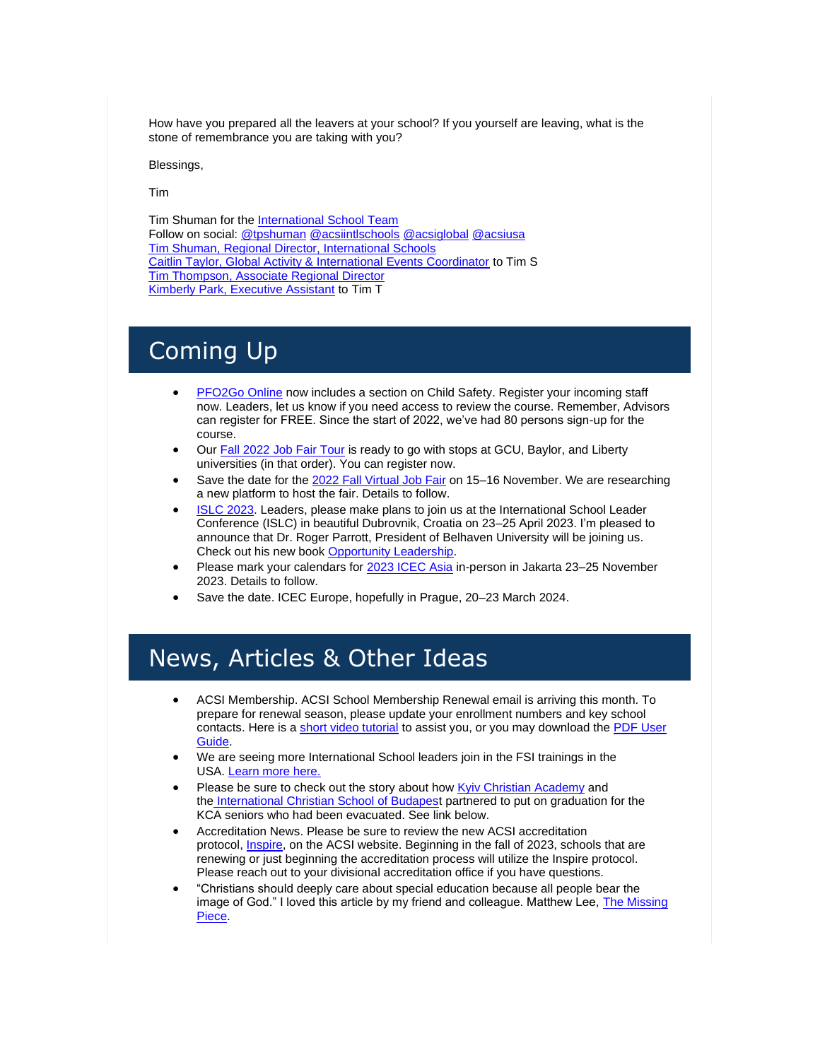How have you prepared all the leavers at your school? If you yourself are leaving, what is the stone of remembrance you are taking with you?

Blessings,

Tim

Tim Shuman for the International School Team
Follow on social: @tpshuman @acsiintlschools @acsiglobal @acsiusa
Tim Shuman, Regional Director, International Schools
Caitlin Taylor, Global Activity & International Events Coordinator to Tim S
Tim Thompson, Associate Regional Director
Kimberly Park, Executive Assistant to Tim T

# Coming Up

- PFO2Go Online now includes a section on Child Safety. Register your incoming staff now. Leaders, let us know if you need access to review the course. Remember, Advisors can register for FREE. Since the start of 2022, we've had 80 persons sign-up for the course.
- Our Fall 2022 Job Fair Tour is ready to go with stops at GCU, Baylor, and Liberty universities (in that order). You can register now.
- Save the date for the 2022 Fall Virtual Job Fair on 15–16 November. We are researching a new platform to host the fair. Details to follow.
- ISLC 2023. Leaders, please make plans to join us at the International School Leader Conference (ISLC) in beautiful Dubrovnik, Croatia on 23–25 April 2023. I'm pleased to announce that Dr. Roger Parrott, President of Belhaven University will be joining us. Check out his new book Opportunity Leadership.
- Please mark your calendars for 2023 ICEC Asia in-person in Jakarta 23–25 November 2023. Details to follow.
- Save the date. ICEC Europe, hopefully in Prague, 20–23 March 2024.

# News, Articles & Other Ideas

- ACSI Membership. ACSI School Membership Renewal email is arriving this month. To prepare for renewal season, please update your enrollment numbers and key school contacts. Here is a short video tutorial to assist you, or you may download the PDF User Guide.
- We are seeing more International School leaders join in the FSI trainings in the USA. Learn more here.
- Please be sure to check out the story about how Kyiv Christian Academy and the International Christian School of Budapest partnered to put on graduation for the KCA seniors who had been evacuated. See link below.
- Accreditation News. Please be sure to review the new ACSI accreditation protocol, Inspire, on the ACSI website. Beginning in the fall of 2023, schools that are renewing or just beginning the accreditation process will utilize the Inspire protocol. Please reach out to your divisional accreditation office if you have questions.
- "Christians should deeply care about special education because all people bear the image of God." I loved this article by my friend and colleague. Matthew Lee, The Missing Piece.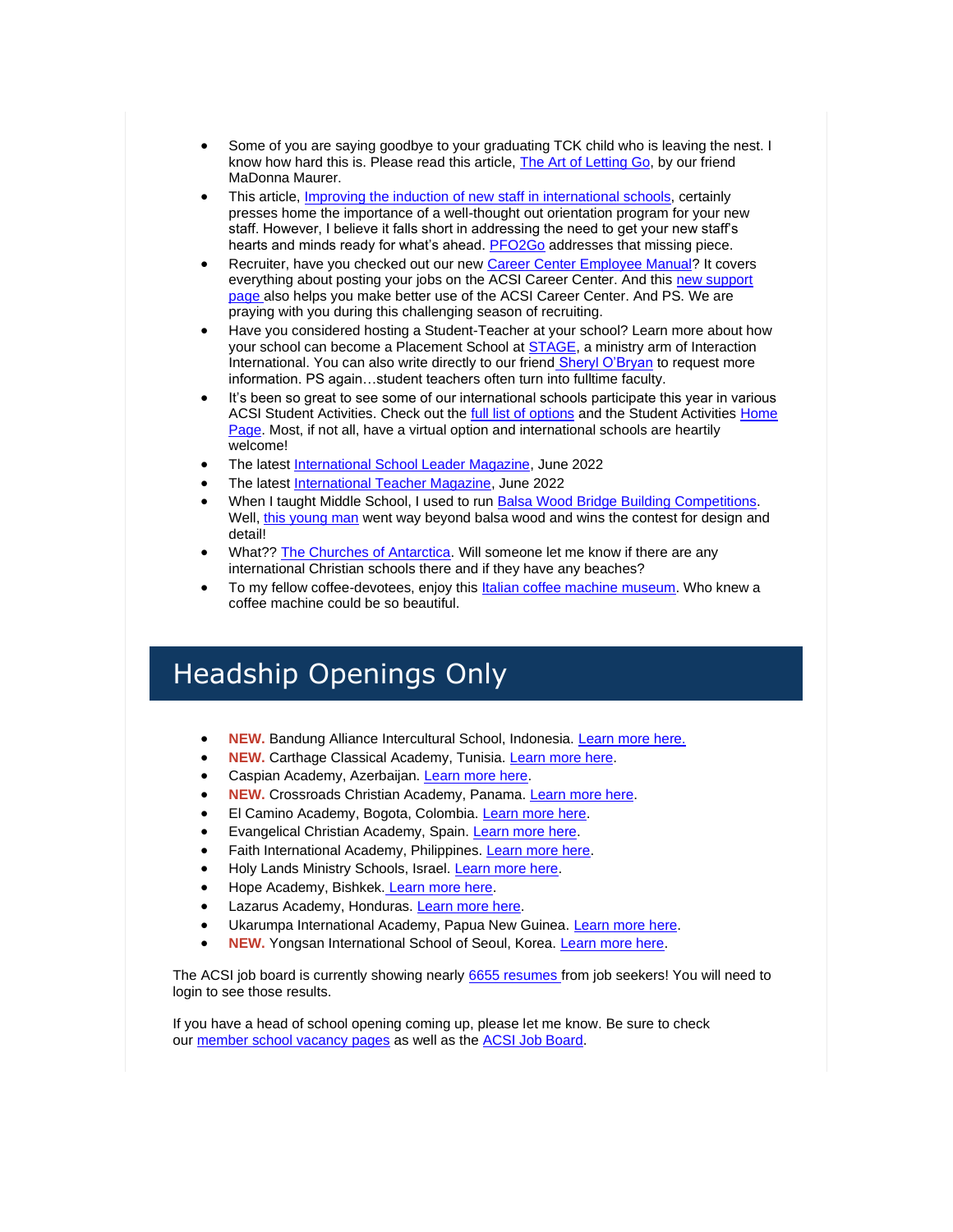- Some of you are saying goodbye to your graduating TCK child who is leaving the nest. I know how hard this is. Please read this article, The Art of Letting Go, by our friend MaDonna Maurer.
- This article, Improving the induction of new staff in international schools, certainly presses home the importance of a well-thought out orientation program for your new staff. However, I believe it falls short in addressing the need to get your new staff's hearts and minds ready for what's ahead. PFO2Go addresses that missing piece.
- Recruiter, have you checked out our new Career Center Employee Manual? It covers everything about posting your jobs on the ACSI Career Center. And this new support page also helps you make better use of the ACSI Career Center. And PS. We are praying with you during this challenging season of recruiting.
- Have you considered hosting a Student-Teacher at your school? Learn more about how your school can become a Placement School at STAGE, a ministry arm of Interaction International. You can also write directly to our friend Sheryl O'Bryan to request more information. PS again…student teachers often turn into fulltime faculty.
- It's been so great to see some of our international schools participate this year in various ACSI Student Activities. Check out the full list of options and the Student Activities Home Page. Most, if not all, have a virtual option and international schools are heartily welcome!
- The latest International School Leader Magazine, June 2022
- The latest International Teacher Magazine, June 2022
- When I taught Middle School, I used to run Balsa Wood Bridge Building Competitions. Well, this young man went way beyond balsa wood and wins the contest for design and detail!
- What?? The Churches of Antarctica. Will someone let me know if there are any international Christian schools there and if they have any beaches?
- To my fellow coffee-devotees, enjoy this Italian coffee machine museum. Who knew a coffee machine could be so beautiful.

# Headship Openings Only

- **NEW.** Bandung Alliance Intercultural School, Indonesia. Learn more here.
- **NEW.** Carthage Classical Academy, Tunisia. Learn more here.
- Caspian Academy, Azerbaijan. Learn more here.
- **NEW.** Crossroads Christian Academy, Panama. Learn more here.
- El Camino Academy, Bogota, Colombia. Learn more here.
- Evangelical Christian Academy, Spain. Learn more here.
- Faith International Academy, Philippines. Learn more here.
- Holy Lands Ministry Schools, Israel. Learn more here.
- Hope Academy, Bishkek. Learn more here.
- Lazarus Academy, Honduras. Learn more here.
- Ukarumpa International Academy, Papua New Guinea. Learn more here.
- **NEW.** Yongsan International School of Seoul, Korea. Learn more here.

The ACSI job board is currently showing nearly 6655 resumes from job seekers! You will need to login to see those results.

If you have a head of school opening coming up, please let me know. Be sure to check our member school vacancy pages as well as the ACSI Job Board.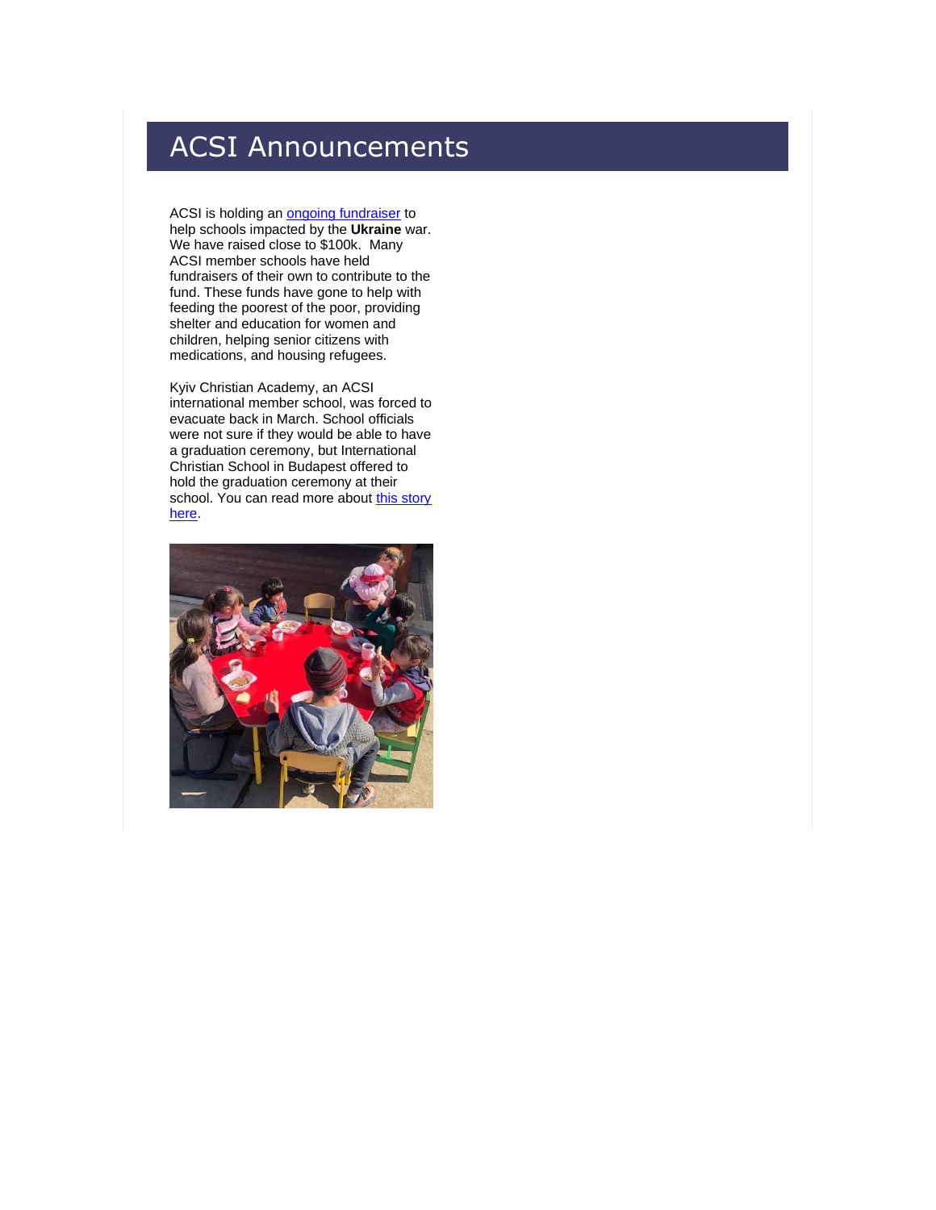# ACSI Announcements

ACSI is holding an ongoing fundraiser to help schools impacted by the **Ukraine** war. We have raised close to $100k. Many ACSI member schools have held fundraisers of their own to contribute to the fund. These funds have gone to help with feeding the poorest of the poor, providing shelter and education for women and children, helping senior citizens with medications, and housing refugees.

Kyiv Christian Academy, an ACSI international member school, was forced to evacuate back in March. School officials were not sure if they would be able to have a graduation ceremony, but International Christian School in Budapest offered to hold the graduation ceremony at their school. You can read more about this story here.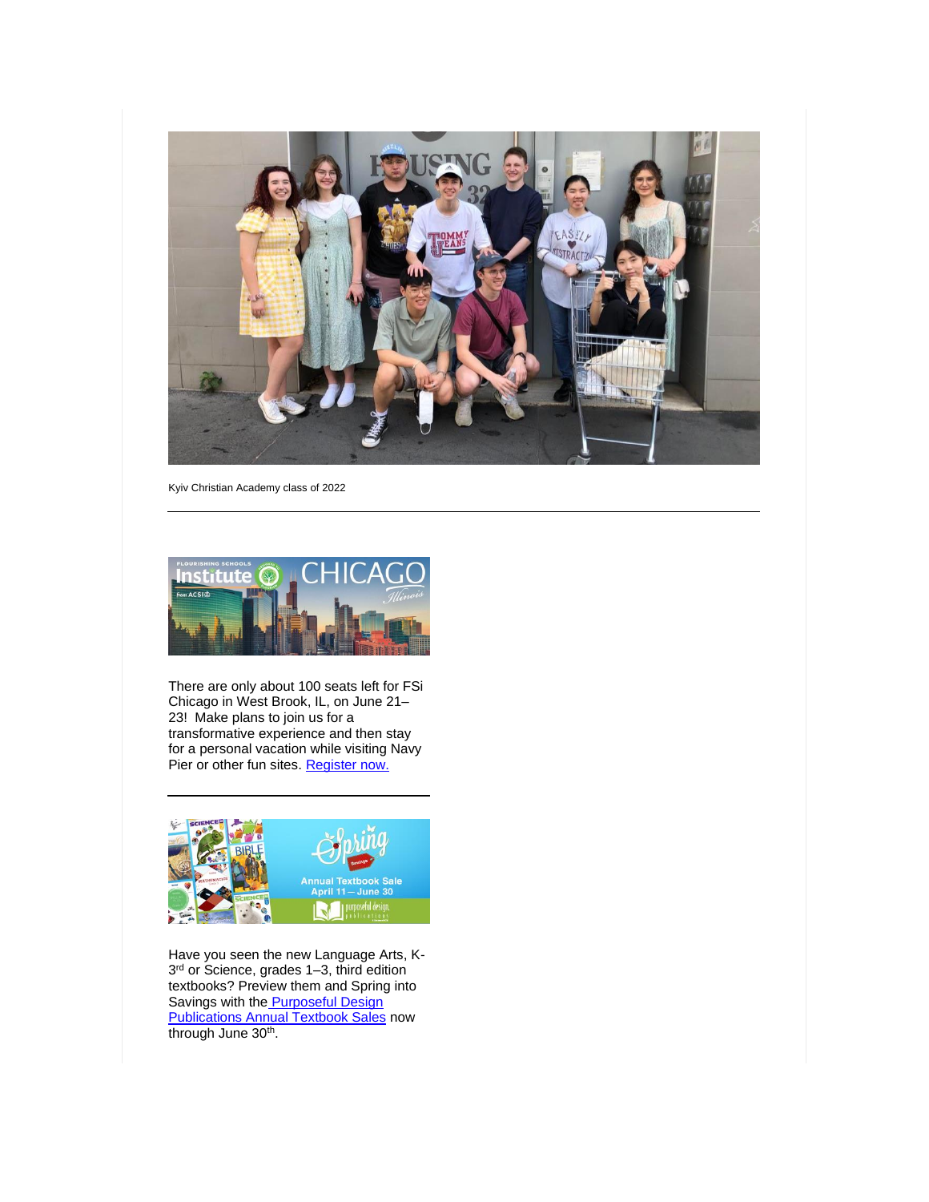Kyiv Christian Academy class of 2022

---

There are only about 100 seats left for FSi Chicago in West Brook, IL, on June 21–23! Make plans to join us for a transformative experience and then stay for a personal vacation while visiting Navy Pier or other fun sites. [Register now.]

---

Have you seen the new Language Arts, K-3rd or Science, grades 1–3, third edition textbooks? Preview them and Spring into Savings with the [Purposeful Design Publications Annual Textbook Sales] now through June 30th.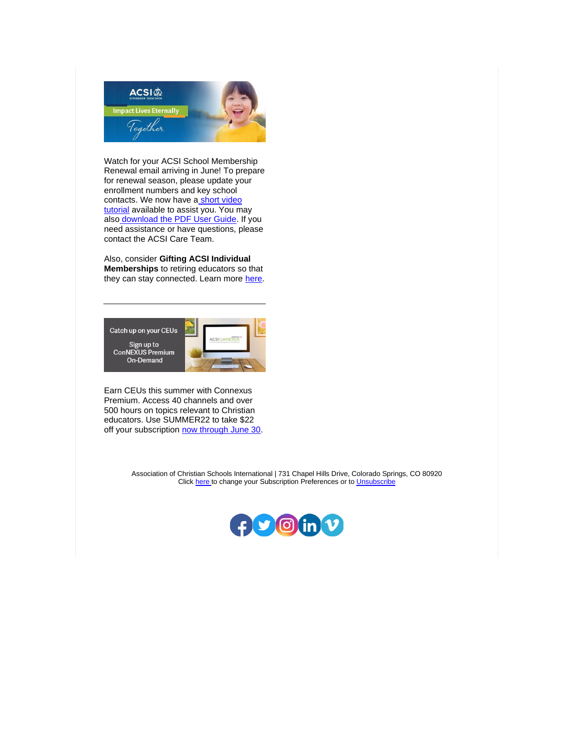Watch for your ACSI School Membership Renewal email arriving in June! To prepare for renewal season, please update your enrollment numbers and key school contacts. We now have a short video tutorial available to assist you. You may also download the PDF User Guide. If you need assistance or have questions, please contact the ACSI Care Team.

Also, consider **Gifting ACSI Individual Memberships** to retiring educators so that they can stay connected. Learn more here.

---

Earn CEUs this summer with Connexus Premium. Access 40 channels and over 500 hours on topics relevant to Christian educators. Use SUMMER22 to take $22 off your subscription now through June 30.

Association of Christian Schools International | 731 Chapel Hills Drive, Colorado Springs, CO 80920
Click here to change your Subscription Preferences or to Unsubscribe